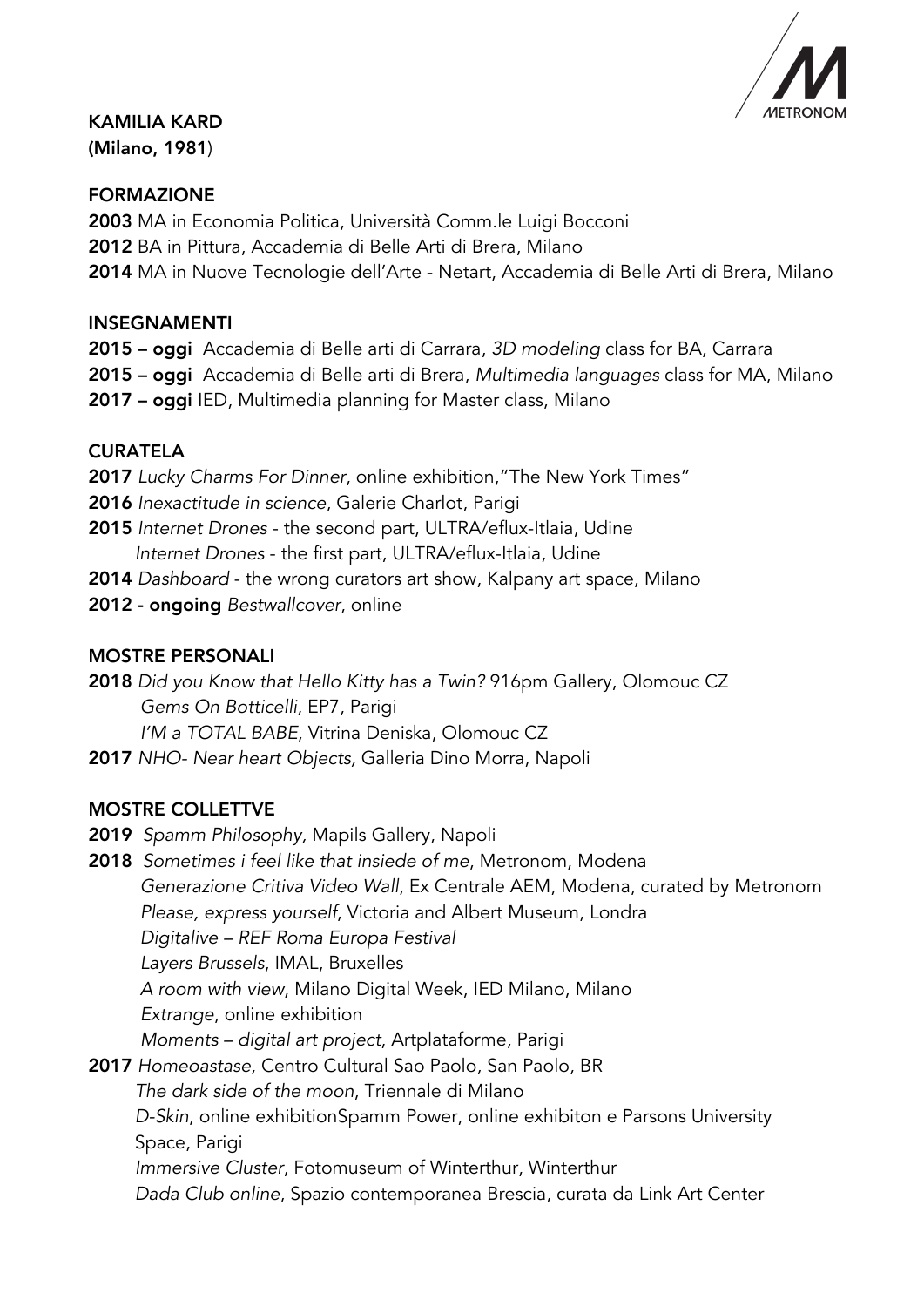**KAMILIA KARD**
**(Milano, 1981)**

## FORMAZIONE

**2003** MA in Economia Politica, Università Comm.le Luigi Bocconi
**2012** BA in Pittura, Accademia di Belle Arti di Brera, Milano
**2014** MA in Nuove Tecnologie dell'Arte - Netart, Accademia di Belle Arti di Brera, Milano

## INSEGNAMENTI

**2015 – oggi** Accademia di Belle arti di Carrara, *3D modeling* class for BA, Carrara
**2015 – oggi** Accademia di Belle arti di Brera, *Multimedia languages* class for MA, Milano
**2017 – oggi** IED, Multimedia planning for Master class, Milano

## CURATELA

**2017** *Lucky Charms For Dinner*, online exhibition,"The New York Times"
**2016** *Inexactitude in science*, Galerie Charlot, Parigi
**2015** *Internet Drones* - the second part, ULTRA/eflux-Itlaia, Udine
*Internet Drones* - the first part, ULTRA/eflux-Itlaia, Udine
**2014** *Dashboard* - the wrong curators art show, Kalpany art space, Milano
**2012 - ongoing** *Bestwallcover*, online

## MOSTRE PERSONALI

**2018** *Did you Know that Hello Kitty has a Twin?* 916pm Gallery, Olomouc CZ
*Gems On Botticelli*, EP7, Parigi
*I'M a TOTAL BABE*, Vitrina Deniska, Olomouc CZ
**2017** *NHO- Near heart Objects,* Galleria Dino Morra, Napoli

## MOSTRE COLLETTVE

**2019** *Spamm Philosophy,* Mapils Gallery, Napoli
**2018** *Sometimes i feel like that insiede of me*, Metronom, Modena
*Generazione Critiva Video Wall*, Ex Centrale AEM, Modena, curated by Metronom
*Please, express yourself*, Victoria and Albert Museum, Londra
*Digitalive – REF Roma Europa Festival*
*Layers Brussels*, IMAL, Bruxelles
*A room with view*, Milano Digital Week, IED Milano, Milano
*Extrange*, online exhibition
*Moments – digital art project*, Artplataforme, Parigi
**2017** *Homeoastase*, Centro Cultural Sao Paolo, San Paolo, BR
*The dark side of the moon*, Triennale di Milano
*D-Skin*, online exhibitionSpamm Power, online exhibiton e Parsons University Space, Parigi
*Immersive Cluster*, Fotomuseum of Winterthur, Winterthur
*Dada Club online*, Spazio contemporanea Brescia, curata da Link Art Center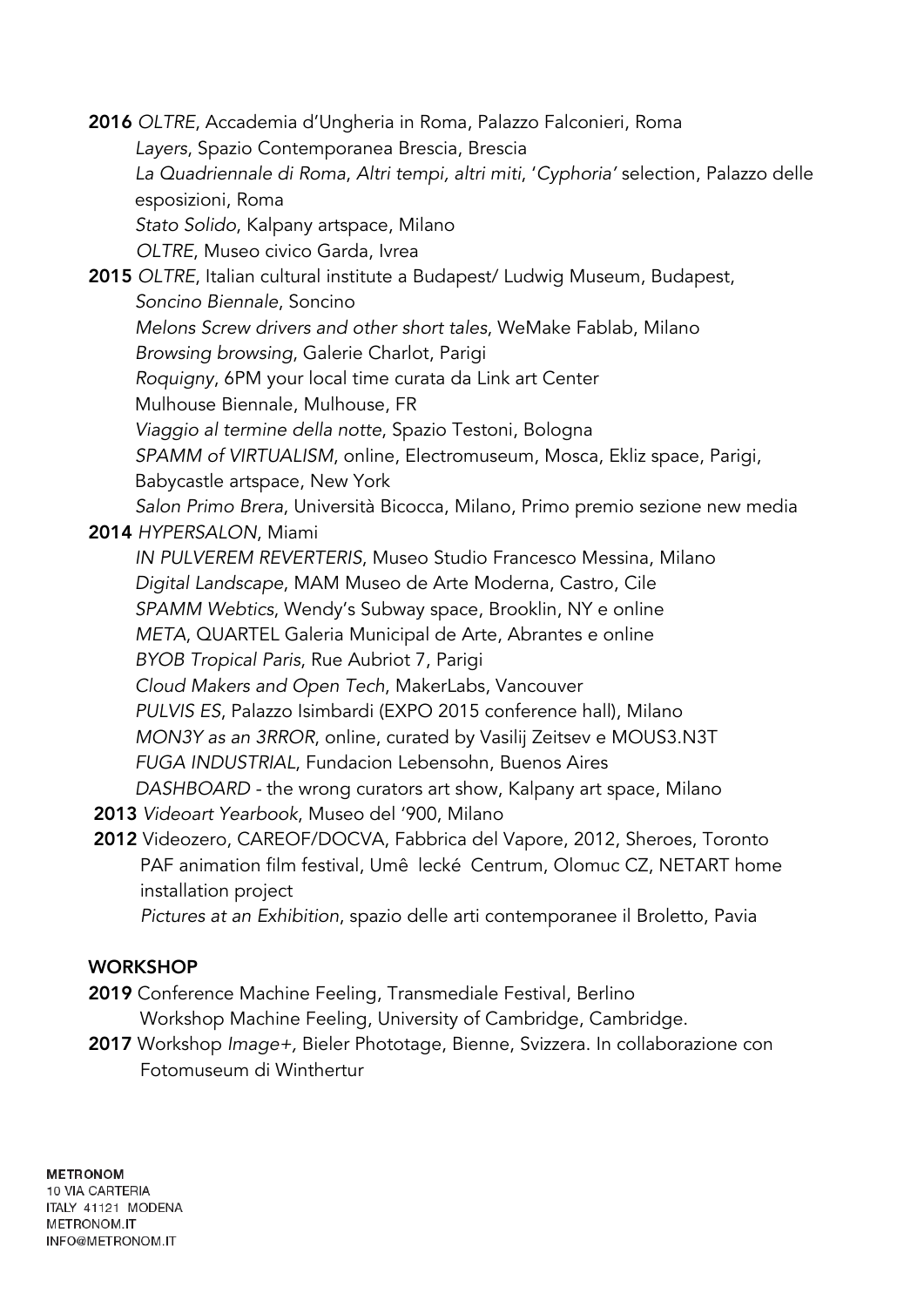**2016** *OLTRE*, Accademia d'Ungheria in Roma, Palazzo Falconieri, Roma
*Layers*, Spazio Contemporanea Brescia, Brescia
*La Quadriennale di Roma*, *Altri tempi, altri miti*, '*Cyphoria'* selection, Palazzo delle esposizioni, Roma
*Stato Solido*, Kalpany artspace, Milano
*OLTRE*, Museo civico Garda, Ivrea

**2015** *OLTRE*, Italian cultural institute a Budapest/ Ludwig Museum, Budapest,
*Soncino Biennale*, Soncino
*Melons Screw drivers and other short tales*, WeMake Fablab, Milano
*Browsing browsing*, Galerie Charlot, Parigi
*Roquigny*, 6PM your local time curata da Link art Center
Mulhouse Biennale, Mulhouse, FR
*Viaggio al termine della notte*, Spazio Testoni, Bologna
*SPAMM of VIRTUALISM*, online, Electromuseum, Mosca, Ekliz space, Parigi, Babycastle artspace, New York
*Salon Primo Brera*, Università Bicocca, Milano, Primo premio sezione new media

**2014** *HYPERSALON*, Miami
*IN PULVEREM REVERTERIS*, Museo Studio Francesco Messina, Milano
*Digital Landscape*, MAM Museo de Arte Moderna, Castro, Cile
*SPAMM Webtics*, Wendy's Subway space, Brooklin, NY e online
*META*, QUARTEL Galeria Municipal de Arte, Abrantes e online
*BYOB Tropical Paris*, Rue Aubriot 7, Parigi
*Cloud Makers and Open Tech*, MakerLabs, Vancouver
*PULVIS ES*, Palazzo Isimbardi (EXPO 2015 conference hall), Milano
*MON3Y as an 3RROR*, online, curated by Vasilij Zeitsev e MOUS3.N3T
*FUGA INDUSTRIAL*, Fundacion Lebensohn, Buenos Aires
*DASHBOARD* - the wrong curators art show, Kalpany art space, Milano

**2013** *Videoart Yearbook*, Museo del '900, Milano

**2012** Videozero, CAREOF/DOCVA, Fabbrica del Vapore, 2012, Sheroes, Toronto
PAF animation film festival, Umê lecké Centrum, Olomuc CZ, NETART home installation project
*Pictures at an Exhibition*, spazio delle arti contemporanee il Broletto, Pavia

## WORKSHOP

**2019** Conference Machine Feeling, Transmediale Festival, Berlino
Workshop Machine Feeling, University of Cambridge, Cambridge.

**2017** Workshop *Image+,* Bieler Phototage, Bienne, Svizzera. In collaborazione con Fotomuseum di Winthertur

**METRONOM**
10 VIA CARTERIA
ITALY 41121 MODENA
METRONOM.IT
INFO@METRONOM.IT